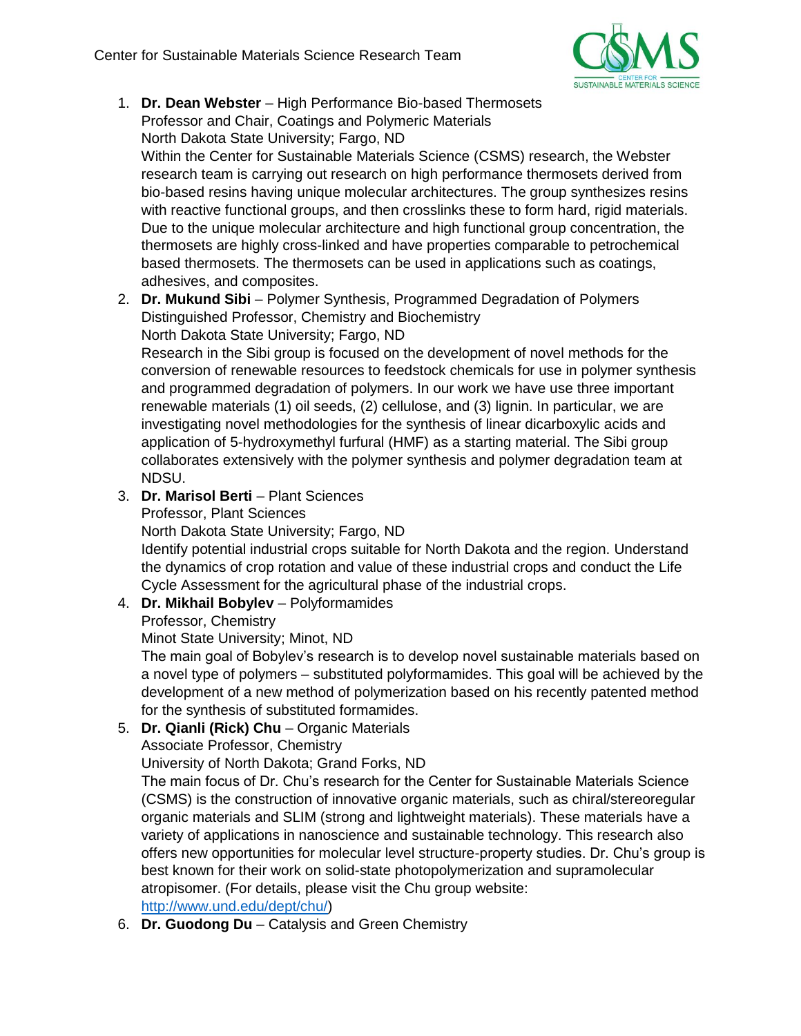Center for Sustainable Materials Science Research Team

1. **Dr. Dean Webster** – High Performance Bio-based Thermosets
   Professor and Chair, Coatings and Polymeric Materials
   North Dakota State University; Fargo, ND
   Within the Center for Sustainable Materials Science (CSMS) research, the Webster research team is carrying out research on high performance thermosets derived from bio-based resins having unique molecular architectures. The group synthesizes resins with reactive functional groups, and then crosslinks these to form hard, rigid materials. Due to the unique molecular architecture and high functional group concentration, the thermosets are highly cross-linked and have properties comparable to petrochemical based thermosets. The thermosets can be used in applications such as coatings, adhesives, and composites.
2. **Dr. Mukund Sibi** – Polymer Synthesis, Programmed Degradation of Polymers
   Distinguished Professor, Chemistry and Biochemistry
   North Dakota State University; Fargo, ND
   Research in the Sibi group is focused on the development of novel methods for the conversion of renewable resources to feedstock chemicals for use in polymer synthesis and programmed degradation of polymers. In our work we have use three important renewable materials (1) oil seeds, (2) cellulose, and (3) lignin. In particular, we are investigating novel methodologies for the synthesis of linear dicarboxylic acids and application of 5-hydroxymethyl furfural (HMF) as a starting material. The Sibi group collaborates extensively with the polymer synthesis and polymer degradation team at NDSU.
3. **Dr. Marisol Berti** – Plant Sciences
   Professor, Plant Sciences
   North Dakota State University; Fargo, ND
   Identify potential industrial crops suitable for North Dakota and the region. Understand the dynamics of crop rotation and value of these industrial crops and conduct the Life Cycle Assessment for the agricultural phase of the industrial crops.
4. **Dr. Mikhail Bobylev** – Polyformamides
   Professor, Chemistry
   Minot State University; Minot, ND
   The main goal of Bobylev's research is to develop novel sustainable materials based on a novel type of polymers – substituted polyformamides. This goal will be achieved by the development of a new method of polymerization based on his recently patented method for the synthesis of substituted formamides.
5. **Dr. Qianli (Rick) Chu** – Organic Materials
   Associate Professor, Chemistry
   University of North Dakota; Grand Forks, ND
   The main focus of Dr. Chu's research for the Center for Sustainable Materials Science (CSMS) is the construction of innovative organic materials, such as chiral/stereoregular organic materials and SLIM (strong and lightweight materials). These materials have a variety of applications in nanoscience and sustainable technology. This research also offers new opportunities for molecular level structure-property studies. Dr. Chu's group is best known for their work on solid-state photopolymerization and supramolecular atropisomer. (For details, please visit the Chu group website: [http://www.und.edu/dept/chu/](http://www.und.edu/dept/chu/))
6. **Dr. Guodong Du** – Catalysis and Green Chemistry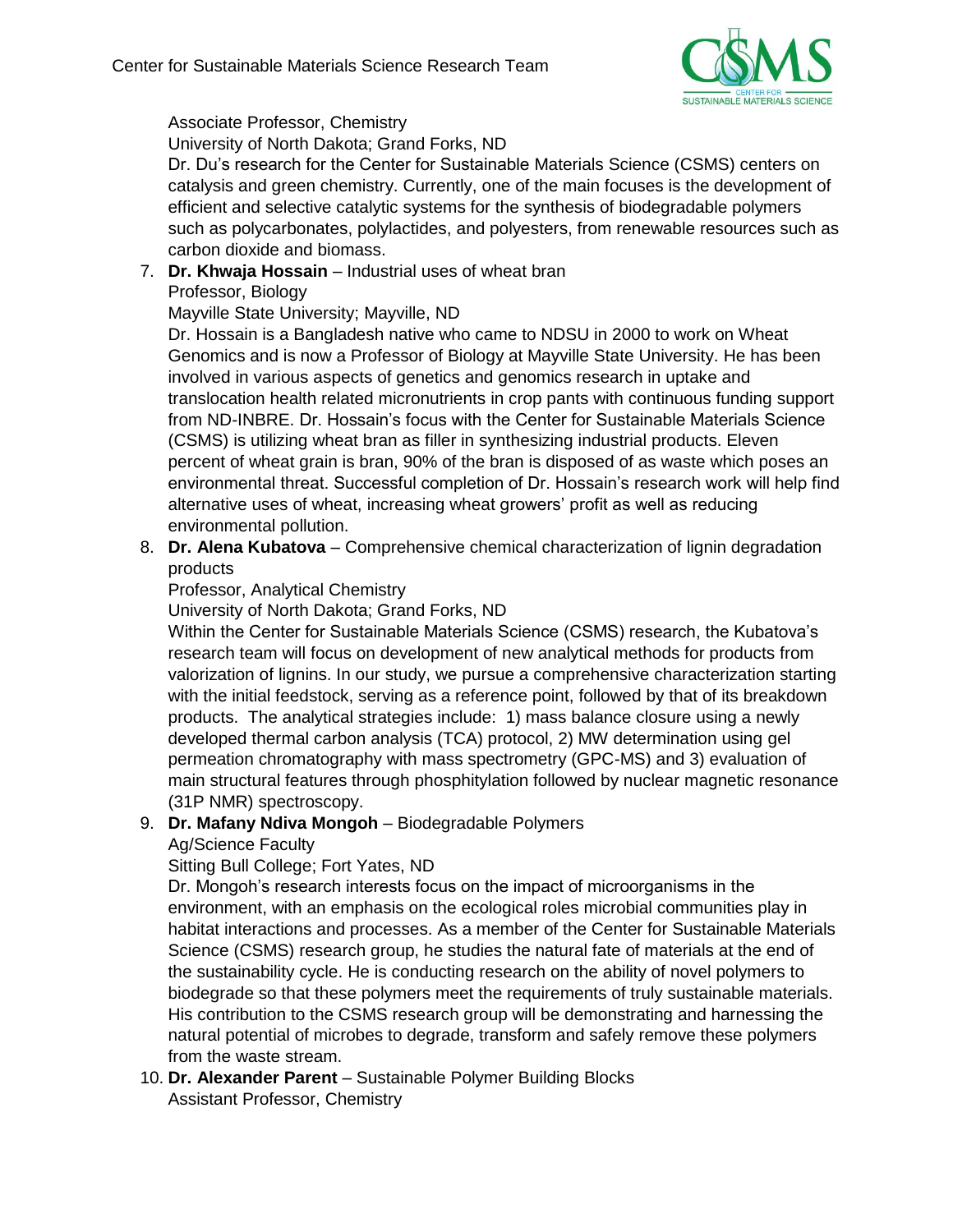Associate Professor, Chemistry
University of North Dakota; Grand Forks, ND
Dr. Du's research for the Center for Sustainable Materials Science (CSMS) centers on catalysis and green chemistry. Currently, one of the main focuses is the development of efficient and selective catalytic systems for the synthesis of biodegradable polymers such as polycarbonates, polylactides, and polyesters, from renewable resources such as carbon dioxide and biomass.

7. **Dr. Khwaja Hossain** – Industrial uses of wheat bran
   Professor, Biology
   Mayville State University; Mayville, ND
   Dr. Hossain is a Bangladesh native who came to NDSU in 2000 to work on Wheat Genomics and is now a Professor of Biology at Mayville State University. He has been involved in various aspects of genetics and genomics research in uptake and translocation health related micronutrients in crop pants with continuous funding support from ND-INBRE. Dr. Hossain's focus with the Center for Sustainable Materials Science (CSMS) is utilizing wheat bran as filler in synthesizing industrial products. Eleven percent of wheat grain is bran, 90% of the bran is disposed of as waste which poses an environmental threat. Successful completion of Dr. Hossain's research work will help find alternative uses of wheat, increasing wheat growers' profit as well as reducing environmental pollution.
8. **Dr. Alena Kubatova** – Comprehensive chemical characterization of lignin degradation products
   Professor, Analytical Chemistry
   University of North Dakota; Grand Forks, ND
   Within the Center for Sustainable Materials Science (CSMS) research, the Kubatova's research team will focus on development of new analytical methods for products from valorization of lignins. In our study, we pursue a comprehensive characterization starting with the initial feedstock, serving as a reference point, followed by that of its breakdown products. The analytical strategies include: 1) mass balance closure using a newly developed thermal carbon analysis (TCA) protocol, 2) MW determination using gel permeation chromatography with mass spectrometry (GPC-MS) and 3) evaluation of main structural features through phosphitylation followed by nuclear magnetic resonance (31P NMR) spectroscopy.
9. **Dr. Mafany Ndiva Mongoh** – Biodegradable Polymers
   Ag/Science Faculty
   Sitting Bull College; Fort Yates, ND
   Dr. Mongoh's research interests focus on the impact of microorganisms in the environment, with an emphasis on the ecological roles microbial communities play in habitat interactions and processes. As a member of the Center for Sustainable Materials Science (CSMS) research group, he studies the natural fate of materials at the end of the sustainability cycle. He is conducting research on the ability of novel polymers to biodegrade so that these polymers meet the requirements of truly sustainable materials. His contribution to the CSMS research group will be demonstrating and harnessing the natural potential of microbes to degrade, transform and safely remove these polymers from the waste stream.
10. **Dr. Alexander Parent** – Sustainable Polymer Building Blocks
    Assistant Professor, Chemistry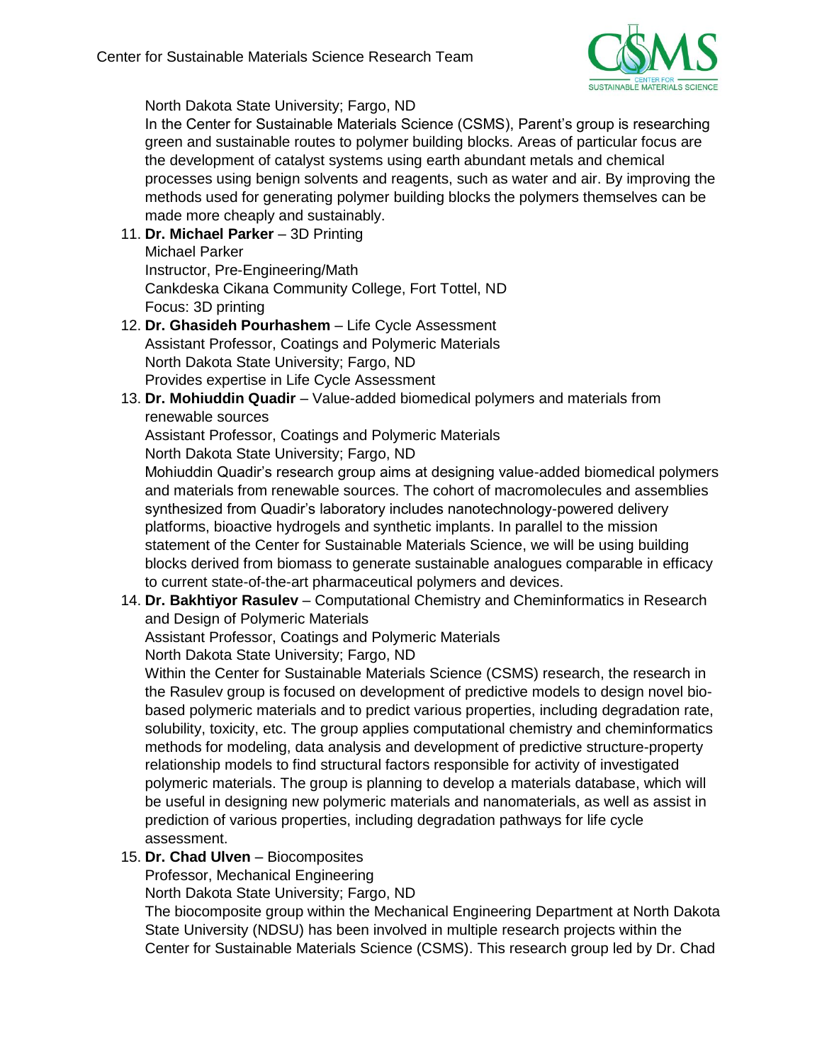North Dakota State University; Fargo, ND

In the Center for Sustainable Materials Science (CSMS), Parent's group is researching green and sustainable routes to polymer building blocks. Areas of particular focus are the development of catalyst systems using earth abundant metals and chemical processes using benign solvents and reagents, such as water and air. By improving the methods used for generating polymer building blocks the polymers themselves can be made more cheaply and sustainably.

11. **Dr. Michael Parker** – 3D Printing
    Michael Parker
    Instructor, Pre-Engineering/Math
    Cankdeska Cikana Community College, Fort Tottel, ND
    Focus: 3D printing
12. **Dr. Ghasideh Pourhashem** – Life Cycle Assessment
    Assistant Professor, Coatings and Polymeric Materials
    North Dakota State University; Fargo, ND
    Provides expertise in Life Cycle Assessment
13. **Dr. Mohiuddin Quadir** – Value-added biomedical polymers and materials from renewable sources
    Assistant Professor, Coatings and Polymeric Materials
    North Dakota State University; Fargo, ND
    Mohiuddin Quadir's research group aims at designing value-added biomedical polymers and materials from renewable sources. The cohort of macromolecules and assemblies synthesized from Quadir's laboratory includes nanotechnology-powered delivery platforms, bioactive hydrogels and synthetic implants. In parallel to the mission statement of the Center for Sustainable Materials Science, we will be using building blocks derived from biomass to generate sustainable analogues comparable in efficacy to current state-of-the-art pharmaceutical polymers and devices.
14. **Dr. Bakhtiyor Rasulev** – Computational Chemistry and Cheminformatics in Research and Design of Polymeric Materials
    Assistant Professor, Coatings and Polymeric Materials
    North Dakota State University; Fargo, ND
    Within the Center for Sustainable Materials Science (CSMS) research, the research in the Rasulev group is focused on development of predictive models to design novel bio-based polymeric materials and to predict various properties, including degradation rate, solubility, toxicity, etc. The group applies computational chemistry and cheminformatics methods for modeling, data analysis and development of predictive structure-property relationship models to find structural factors responsible for activity of investigated polymeric materials. The group is planning to develop a materials database, which will be useful in designing new polymeric materials and nanomaterials, as well as assist in prediction of various properties, including degradation pathways for life cycle assessment.
15. **Dr. Chad Ulven** – Biocomposites
    Professor, Mechanical Engineering
    North Dakota State University; Fargo, ND
    The biocomposite group within the Mechanical Engineering Department at North Dakota State University (NDSU) has been involved in multiple research projects within the Center for Sustainable Materials Science (CSMS). This research group led by Dr. Chad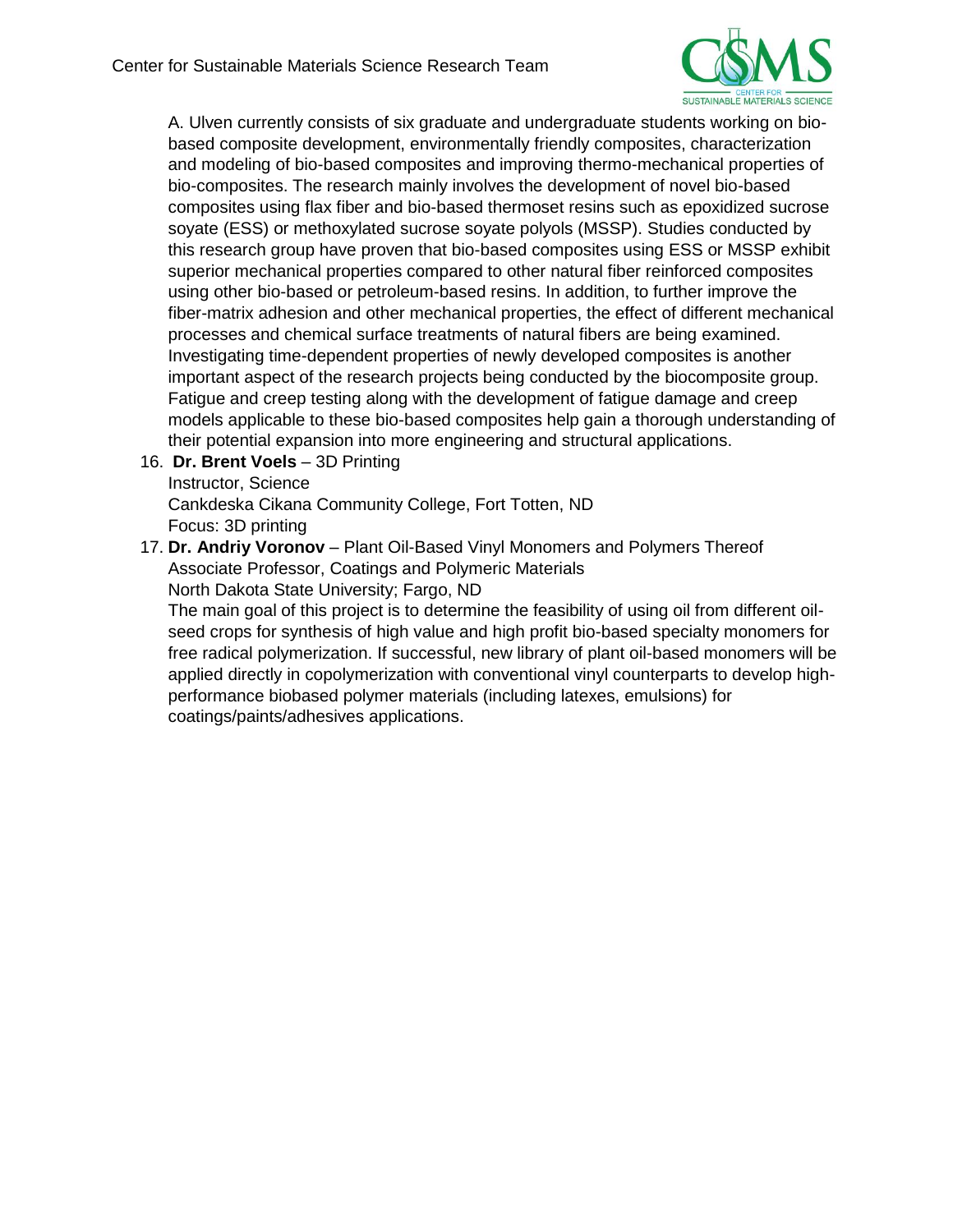A. Ulven currently consists of six graduate and undergraduate students working on bio-based composite development, environmentally friendly composites, characterization and modeling of bio-based composites and improving thermo-mechanical properties of bio-composites. The research mainly involves the development of novel bio-based composites using flax fiber and bio-based thermoset resins such as epoxidized sucrose soyate (ESS) or methoxylated sucrose soyate polyols (MSSP). Studies conducted by this research group have proven that bio-based composites using ESS or MSSP exhibit superior mechanical properties compared to other natural fiber reinforced composites using other bio-based or petroleum-based resins. In addition, to further improve the fiber-matrix adhesion and other mechanical properties, the effect of different mechanical processes and chemical surface treatments of natural fibers are being examined. Investigating time-dependent properties of newly developed composites is another important aspect of the research projects being conducted by the biocomposite group. Fatigue and creep testing along with the development of fatigue damage and creep models applicable to these bio-based composites help gain a thorough understanding of their potential expansion into more engineering and structural applications.

16. **Dr. Brent Voels** – 3D Printing
    Instructor, Science
    Cankdeska Cikana Community College, Fort Totten, ND
    Focus: 3D printing
17. **Dr. Andriy Voronov** – Plant Oil-Based Vinyl Monomers and Polymers Thereof
    Associate Professor, Coatings and Polymeric Materials
    North Dakota State University; Fargo, ND
    The main goal of this project is to determine the feasibility of using oil from different oil-seed crops for synthesis of high value and high profit bio-based specialty monomers for free radical polymerization. If successful, new library of plant oil-based monomers will be applied directly in copolymerization with conventional vinyl counterparts to develop high-performance biobased polymer materials (including latexes, emulsions) for coatings/paints/adhesives applications.